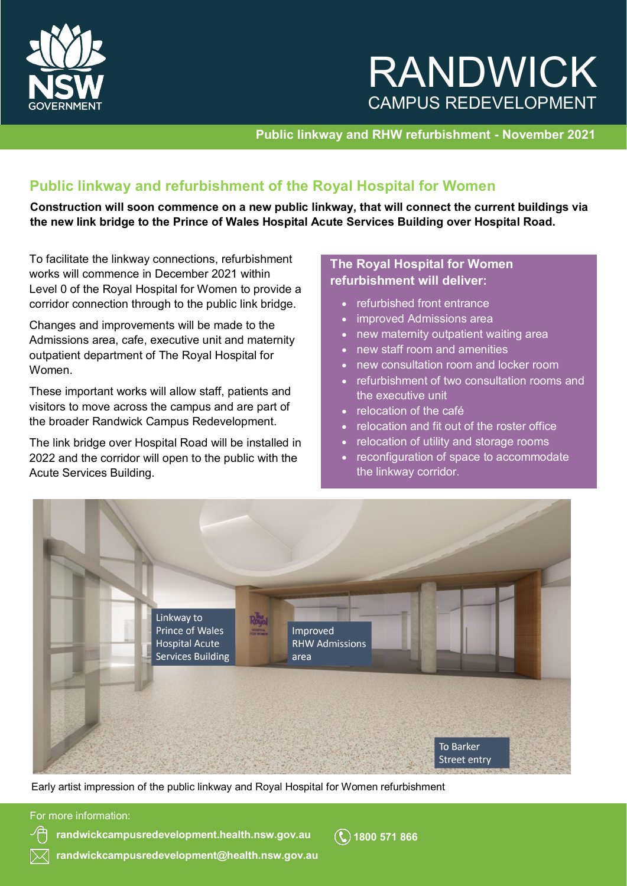# RANDWICK CAMPUS REDEVELOPMENT

**Public linkway and RHW refurbishment - November 2021**

## Public linkway and refurbishment of the Royal Hospital for Women

**Construction will soon commence on a new public linkway, that will connect the current buildings via the new link bridge to the Prince of Wales Hospital Acute Services Building over Hospital Road.**

To facilitate the linkway connections, refurbishment works will commence in December 2021 within Level 0 of the Royal Hospital for Women to provide a corridor connection through to the public link bridge.

Changes and improvements will be made to the Admissions area, cafe, executive unit and maternity outpatient department of The Royal Hospital for Women.

These important works will allow staff, patients and visitors to move across the campus and are part of the broader Randwick Campus Redevelopment.

The link bridge over Hospital Road will be installed in 2022 and the corridor will open to the public with the Acute Services Building.

### The Royal Hospital for Women refurbishment will deliver:

- refurbished front entrance
- improved Admissions area
- new maternity outpatient waiting area
- new staff room and amenities
- new consultation room and locker room
- refurbishment of two consultation rooms and the executive unit
- relocation of the café
- relocation and fit out of the roster office
- relocation of utility and storage rooms
- reconfiguration of space to accommodate the linkway corridor.

Linkway to Prince of Wales Hospital Acute Services Building

Improved RHW Admissions area

To Barker Street entry

Early artist impression of the public linkway and Royal Hospital for Women refurbishment

For more information:

**randwickcampusredevelopment.health.nsw.gov.au**

**1800 571 866**

**randwickcampusredevelopment@health.nsw.gov.au**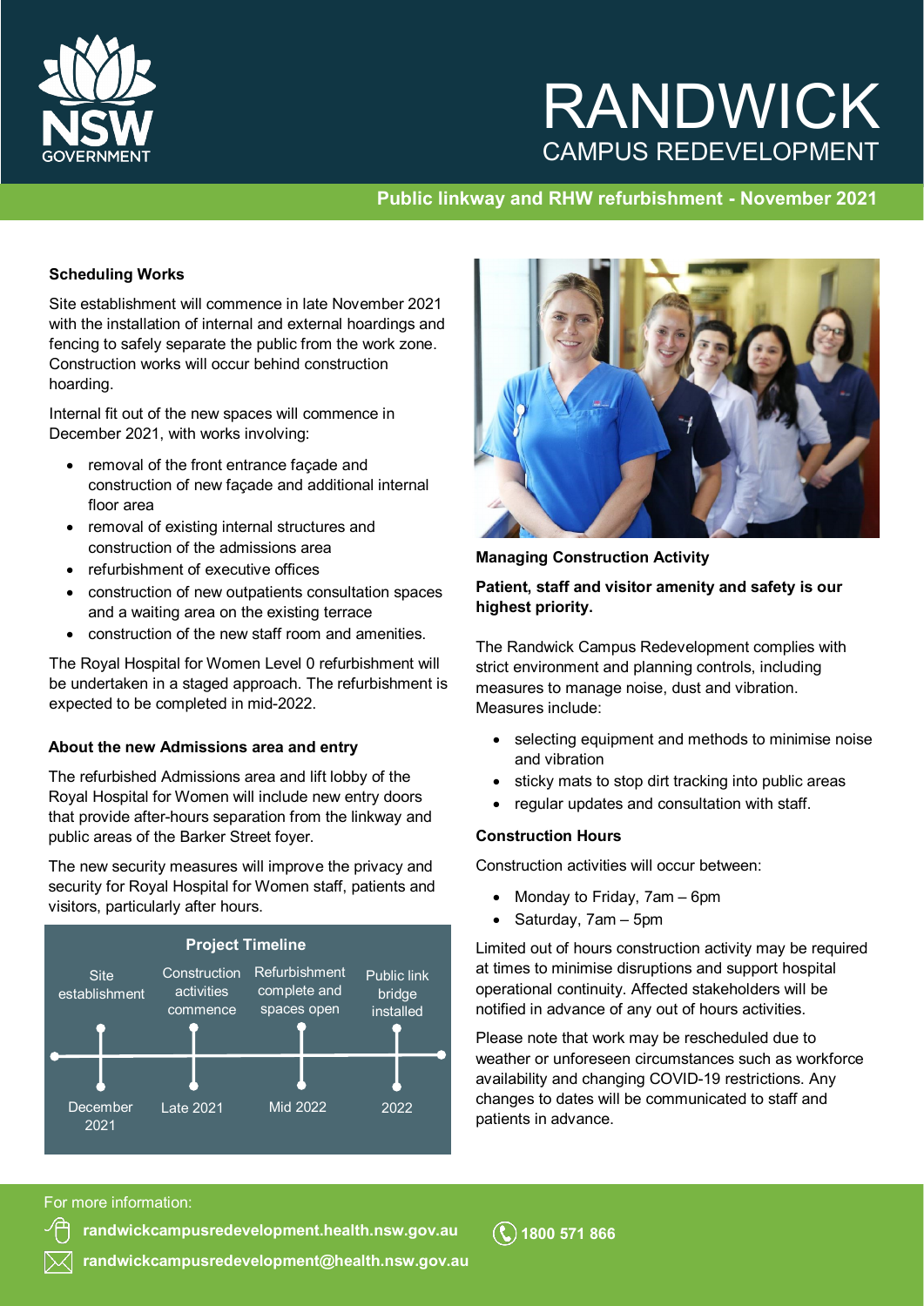# RANDWICK

CAMPUS REDEVELOPMENT

**Public linkway and RHW refurbishment - November 2021**

### Scheduling Works

Site establishment will commence in late November 2021 with the installation of internal and external hoardings and fencing to safely separate the public from the work zone. Construction works will occur behind construction hoarding.

Internal fit out of the new spaces will commence in December 2021, with works involving:

- removal of the front entrance façade and construction of new façade and additional internal floor area
- removal of existing internal structures and construction of the admissions area
- refurbishment of executive offices
- construction of new outpatients consultation spaces and a waiting area on the existing terrace
- construction of the new staff room and amenities.

The Royal Hospital for Women Level 0 refurbishment will be undertaken in a staged approach. The refurbishment is expected to be completed in mid-2022.

### About the new Admissions area and entry

The refurbished Admissions area and lift lobby of the Royal Hospital for Women will include new entry doors that provide after-hours separation from the linkway and public areas of the Barker Street foyer.

The new security measures will improve the privacy and security for Royal Hospital for Women staff, patients and visitors, particularly after hours.

**Project Timeline**

Site establishment

December 2021

Construction activities commence

Late 2021

Refurbishment complete and spaces open

Mid 2022

Public link bridge installed

2022

### Managing Construction Activity

**Patient, staff and visitor amenity and safety is our highest priority.**

The Randwick Campus Redevelopment complies with strict environment and planning controls, including measures to manage noise, dust and vibration. Measures include:

- selecting equipment and methods to minimise noise and vibration
- sticky mats to stop dirt tracking into public areas
- regular updates and consultation with staff.

### Construction Hours

Construction activities will occur between:

- Monday to Friday, 7am – 6pm
- Saturday, 7am – 5pm

Limited out of hours construction activity may be required at times to minimise disruptions and support hospital operational continuity. Affected stakeholders will be notified in advance of any out of hours activities.

Please note that work may be rescheduled due to weather or unforeseen circumstances such as workforce availability and changing COVID-19 restrictions. Any changes to dates will be communicated to staff and patients in advance.

For more information:

**randwickcampusredevelopment.health.nsw.gov.au**

**1800 571 866**

**randwickcampusredevelopment@health.nsw.gov.au**